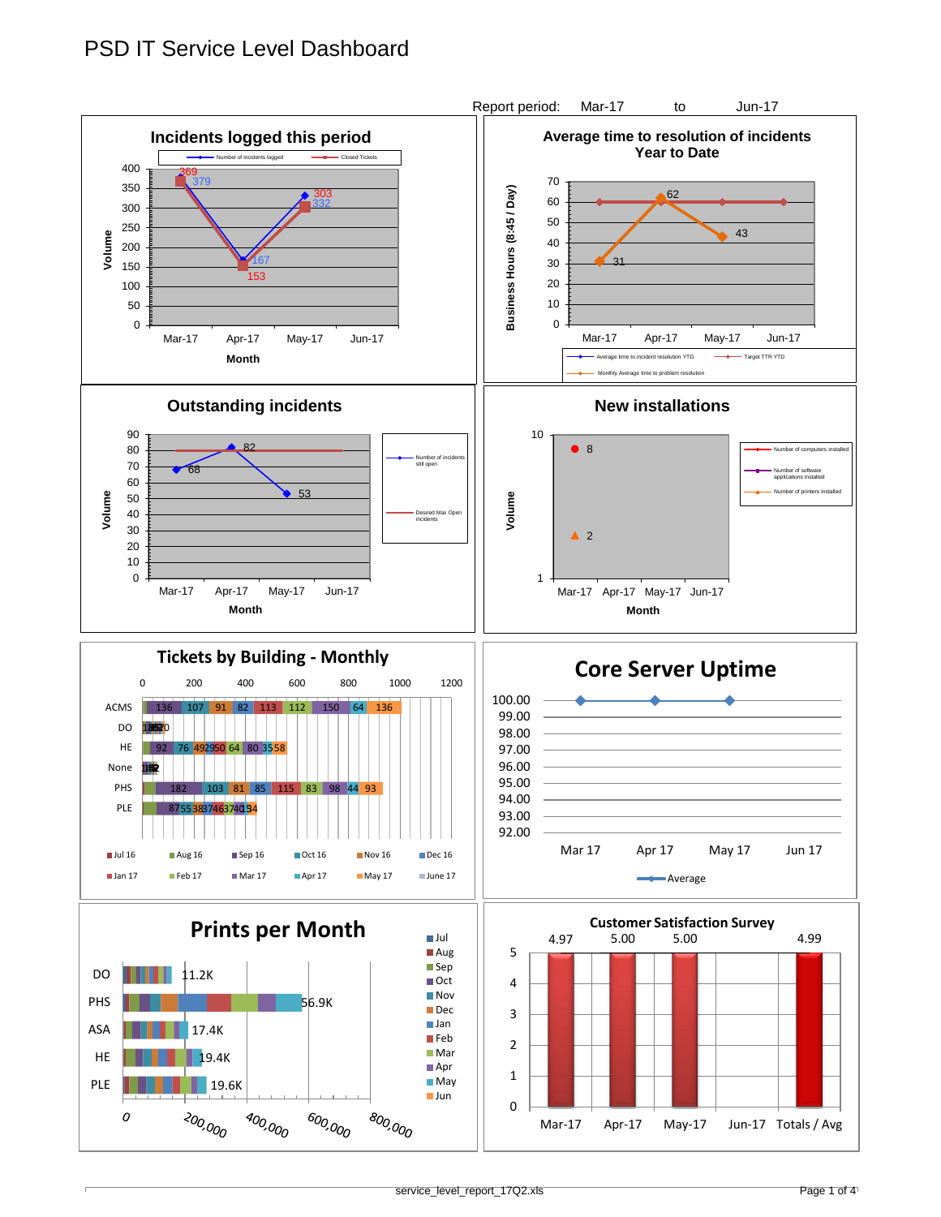# PSD IT Service Level Dashboard

Report period: Mar-17 to Jun-17

## Incidents logged this period

Number of incidents logged — Closed Tickets

Volume

| Month | Number of incidents logged | Closed Tickets |
|---|---|---|
| Mar-17 | 379 | 369 |
| Apr-17 | 167 | 153 |
| May-17 | 332 | 303 |
| Jun-17 | | |

## Average time to resolution of incidents Year to Date

Business Hours (8:45 / Day)

| Month | Monthly Average time to problem resolution | Target TTR YTD |
|---|---|---|
| Mar-17 | 31 | 60 |
| Apr-17 | 62 | 60 |
| May-17 | 43 | 60 |
| Jun-17 | | 60 |

Average time to incident resolution YTD — Target TTR YTD — Monthly Average time to problem resolution

## Outstanding incidents

Volume

| Month | Number of incidents still open | Desired Max Open incidents |
|---|---|---|
| Mar-17 | 68 | 80 |
| Apr-17 | 82 | 80 |
| May-17 | 53 | 80 |
| Jun-17 | | 80 |

## New installations

Volume

| Month | Number of computers installed | Number of software applications installed | Number of printers installed |
|---|---|---|---|
| Mar-17 | 8 | | 2 |
| Apr-17 | | | |
| May-17 | | | |
| Jun-17 | | | |

## Tickets by Building - Monthly

| Building | Values |
|---|---|
| ACMS | 136, 107, 91, 82, 113, 112, 150, 64, 136 |
| DO | 19, 8, 8, 7, 10 |
| HE | 92, 76, 49, 29, 50, 64, 80, 35, 58 |
| None | 1, 4, 2 |
| PHS | 182, 103, 81, 85, 115, 83, 98, 44, 93 |
| PLE | 87, 55, 38, 37, 46, 37, 40, 15, 4 |

Jul 16, Aug 16, Sep 16, Oct 16, Nov 16, Dec 16, Jan 17, Feb 17, Mar 17, Apr 17, May 17, June 17

## Core Server Uptime

| Month | Average |
|---|---|
| Mar 17 | 100.00 |
| Apr 17 | 100.00 |
| May 17 | 100.00 |
| Jun 17 | |

## Prints per Month

| Building | Total |
|---|---|
| DO | 11.2K |
| PHS | 56.9K |
| ASA | 17.4K |
| HE | 19.4K |
| PLE | 19.6K |

Jul, Aug, Sep, Oct, Nov, Dec, Jan, Feb, Mar, Apr, May, Jun

## Customer Satisfaction Survey

| Mar-17 | Apr-17 | May-17 | Jun-17 | Totals / Avg |
|---|---|---|---|---|
| 4.97 | 5.00 | 5.00 | | 4.99 |

service_level_report_17Q2.xls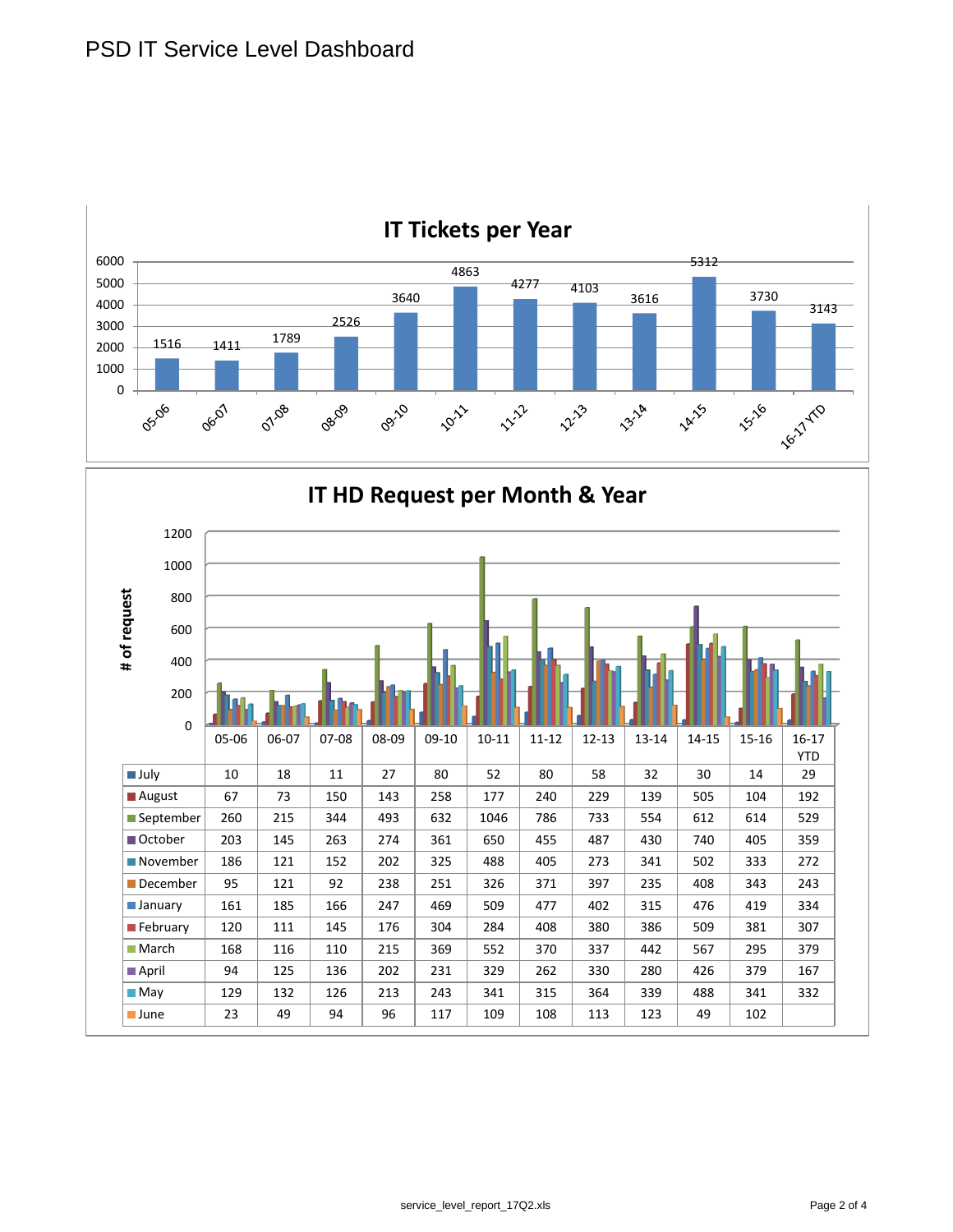# PSD IT Service Level Dashboard

## IT Tickets per Year

| 05-06 | 06-07 | 07-08 | 08-09 | 09-10 | 10-11 | 11-12 | 12-13 | 13-14 | 14-15 | 15-16 | 16-17 YTD |
|---|---|---|---|---|---|---|---|---|---|---|---|
| 1516 | 1411 | 1789 | 2526 | 3640 | 4863 | 4277 | 4103 | 3616 | 5312 | 3730 | 3143 |

## IT HD Request per Month & Year

| # of request | 05-06 | 06-07 | 07-08 | 08-09 | 09-10 | 10-11 | 11-12 | 12-13 | 13-14 | 14-15 | 15-16 | 16-17 YTD |
|---|---|---|---|---|---|---|---|---|---|---|---|---|
| July | 10 | 18 | 11 | 27 | 80 | 52 | 80 | 58 | 32 | 30 | 14 | 29 |
| August | 67 | 73 | 150 | 143 | 258 | 177 | 240 | 229 | 139 | 505 | 104 | 192 |
| September | 260 | 215 | 344 | 493 | 632 | 1046 | 786 | 733 | 554 | 612 | 614 | 529 |
| October | 203 | 145 | 263 | 274 | 361 | 650 | 455 | 487 | 430 | 740 | 405 | 359 |
| November | 186 | 121 | 152 | 202 | 325 | 488 | 405 | 273 | 341 | 502 | 333 | 272 |
| December | 95 | 121 | 92 | 238 | 251 | 326 | 371 | 397 | 235 | 408 | 343 | 243 |
| January | 161 | 185 | 166 | 247 | 469 | 509 | 477 | 402 | 315 | 476 | 419 | 334 |
| February | 120 | 111 | 145 | 176 | 304 | 284 | 408 | 380 | 386 | 509 | 381 | 307 |
| March | 168 | 116 | 110 | 215 | 369 | 552 | 370 | 337 | 442 | 567 | 295 | 379 |
| April | 94 | 125 | 136 | 202 | 231 | 329 | 262 | 330 | 280 | 426 | 379 | 167 |
| May | 129 | 132 | 126 | 213 | 243 | 341 | 315 | 364 | 339 | 488 | 341 | 332 |
| June | 23 | 49 | 94 | 96 | 117 | 109 | 108 | 113 | 123 | 49 | 102 | |

service_level_report_17Q2.xls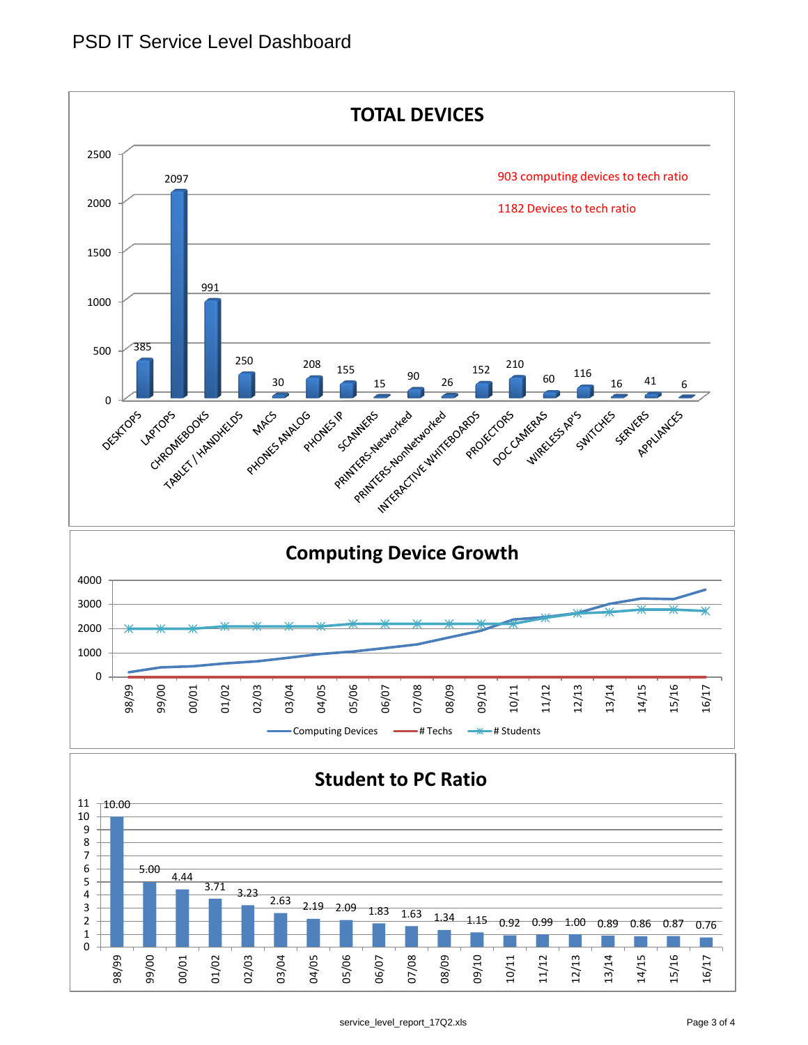# PSD IT Service Level Dashboard

## TOTAL DEVICES

903 computing devices to tech ratio

1182 Devices to tech ratio

| Device | Count |
|---|---|
| DESKTOPS | 385 |
| LAPTOPS | 2097 |
| CHROMEBOOKS | 991 |
| TABLET / HANDHELDS | 250 |
| MACS | 30 |
| PHONES ANALOG | 208 |
| PHONES IP | 155 |
| SCANNERS | 15 |
| PRINTERS-Networked | 90 |
| PRINTERS-NonNetworked | 26 |
| INTERACTIVE WHITEBOARDS | 152 |
| PROJECTORS | 210 |
| DOC CAMERAS | 60 |
| WIRELESS AP'S | 116 |
| SWITCHES | 16 |
| SERVERS | 41 |
| APPLIANCES | 6 |

## Computing Device Growth

Series: Computing Devices, # Techs, # Students

Years: 98/99, 99/00, 00/01, 01/02, 02/03, 03/04, 04/05, 05/06, 06/07, 07/08, 08/09, 09/10, 10/11, 11/12, 12/13, 13/14, 14/15, 15/16, 16/17

## Student to PC Ratio

| Year | Ratio |
|---|---|
| 98/99 | 10.00 |
| 99/00 | 5.00 |
| 00/01 | 4.44 |
| 01/02 | 3.71 |
| 02/03 | 3.23 |
| 03/04 | 2.63 |
| 04/05 | 2.19 |
| 05/06 | 2.09 |
| 06/07 | 1.83 |
| 07/08 | 1.63 |
| 08/09 | 1.34 |
| 09/10 | 1.15 |
| 10/11 | 0.92 |
| 11/12 | 0.99 |
| 12/13 | 1.00 |
| 13/14 | 0.89 |
| 14/15 | 0.86 |
| 15/16 | 0.87 |
| 16/17 | 0.76 |

service_level_report_17Q2.xls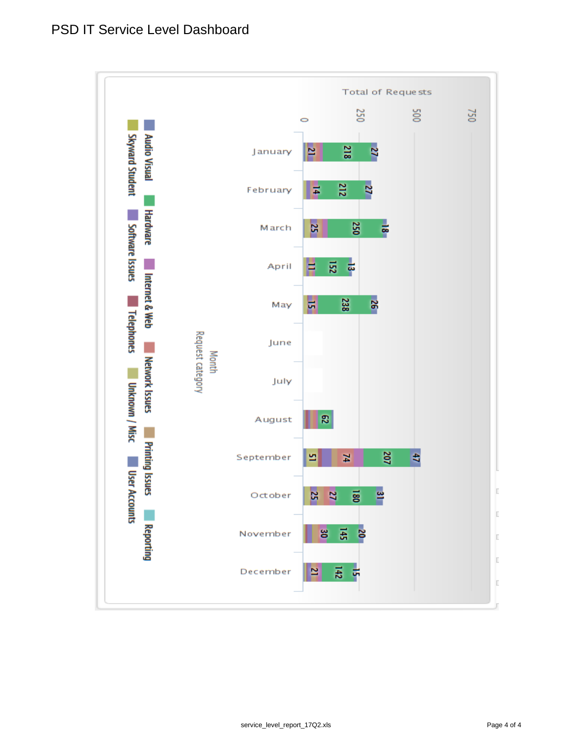# PSD IT Service Level Dashboard

Total of Requests

0
250
500
750

January
21
218
27

February
14
212
27

March
25
250
18

April
11
152
13

May
15
238
26

June

July

August
62

September
51
74
207
47

October
25
27
180
31

November
30
145
20

December
21
142
15

Month
Request category

Audio Visual
Hardware
Internet & Web
Network Issues
Printing Issues
Reporting
Skyward Student
Software Issues
Telephones
Unknown / Misc
User Accounts

service_level_report_17Q2.xls